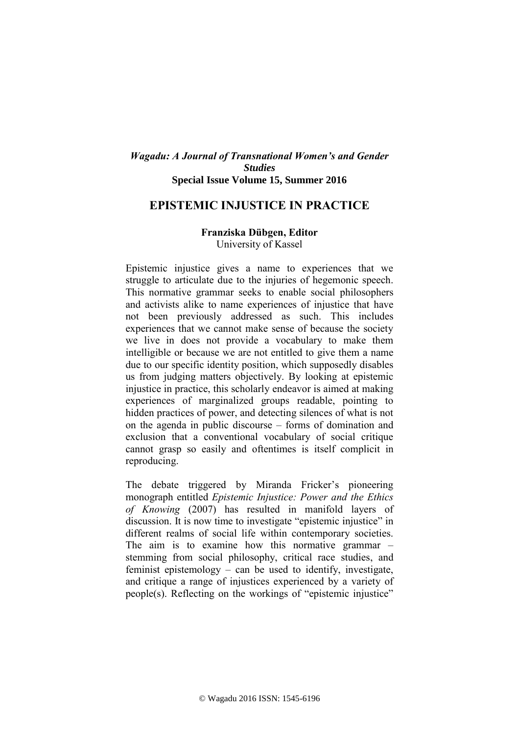***Wagadu: A Journal of Transnational Women's and Gender Studies***
**Special Issue Volume 15, Summer 2016**

# EPISTEMIC INJUSTICE IN PRACTICE

**Franziska Dübgen, Editor**
University of Kassel

Epistemic injustice gives a name to experiences that we struggle to articulate due to the injuries of hegemonic speech. This normative grammar seeks to enable social philosophers and activists alike to name experiences of injustice that have not been previously addressed as such. This includes experiences that we cannot make sense of because the society we live in does not provide a vocabulary to make them intelligible or because we are not entitled to give them a name due to our specific identity position, which supposedly disables us from judging matters objectively. By looking at epistemic injustice in practice, this scholarly endeavor is aimed at making experiences of marginalized groups readable, pointing to hidden practices of power, and detecting silences of what is not on the agenda in public discourse – forms of domination and exclusion that a conventional vocabulary of social critique cannot grasp so easily and oftentimes is itself complicit in reproducing.

The debate triggered by Miranda Fricker's pioneering monograph entitled *Epistemic Injustice: Power and the Ethics of Knowing* (2007) has resulted in manifold layers of discussion. It is now time to investigate "epistemic injustice" in different realms of social life within contemporary societies. The aim is to examine how this normative grammar – stemming from social philosophy, critical race studies, and feminist epistemology – can be used to identify, investigate, and critique a range of injustices experienced by a variety of people(s). Reflecting on the workings of "epistemic injustice"

© Wagadu 2016 ISSN: 1545-6196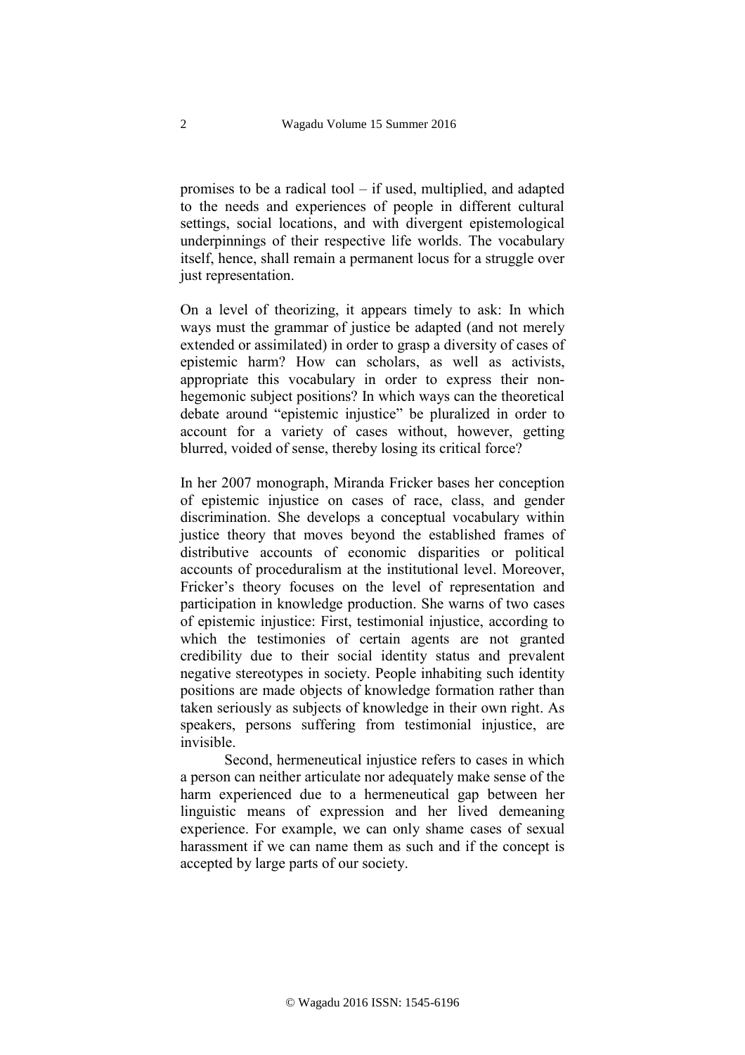promises to be a radical tool – if used, multiplied, and adapted to the needs and experiences of people in different cultural settings, social locations, and with divergent epistemological underpinnings of their respective life worlds. The vocabulary itself, hence, shall remain a permanent locus for a struggle over just representation.

On a level of theorizing, it appears timely to ask: In which ways must the grammar of justice be adapted (and not merely extended or assimilated) in order to grasp a diversity of cases of epistemic harm? How can scholars, as well as activists, appropriate this vocabulary in order to express their non-hegemonic subject positions? In which ways can the theoretical debate around "epistemic injustice" be pluralized in order to account for a variety of cases without, however, getting blurred, voided of sense, thereby losing its critical force?

In her 2007 monograph, Miranda Fricker bases her conception of epistemic injustice on cases of race, class, and gender discrimination. She develops a conceptual vocabulary within justice theory that moves beyond the established frames of distributive accounts of economic disparities or political accounts of proceduralism at the institutional level. Moreover, Fricker's theory focuses on the level of representation and participation in knowledge production. She warns of two cases of epistemic injustice: First, testimonial injustice, according to which the testimonies of certain agents are not granted credibility due to their social identity status and prevalent negative stereotypes in society. People inhabiting such identity positions are made objects of knowledge formation rather than taken seriously as subjects of knowledge in their own right. As speakers, persons suffering from testimonial injustice, are invisible.

Second, hermeneutical injustice refers to cases in which a person can neither articulate nor adequately make sense of the harm experienced due to a hermeneutical gap between her linguistic means of expression and her lived demeaning experience. For example, we can only shame cases of sexual harassment if we can name them as such and if the concept is accepted by large parts of our society.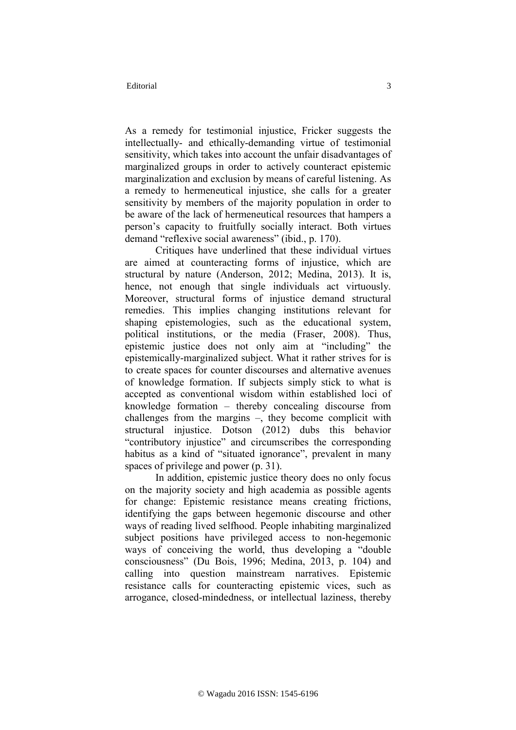As a remedy for testimonial injustice, Fricker suggests the intellectually- and ethically-demanding virtue of testimonial sensitivity, which takes into account the unfair disadvantages of marginalized groups in order to actively counteract epistemic marginalization and exclusion by means of careful listening. As a remedy to hermeneutical injustice, she calls for a greater sensitivity by members of the majority population in order to be aware of the lack of hermeneutical resources that hampers a person's capacity to fruitfully socially interact. Both virtues demand "reflexive social awareness" (ibid., p. 170).

Critiques have underlined that these individual virtues are aimed at counteracting forms of injustice, which are structural by nature (Anderson, 2012; Medina, 2013). It is, hence, not enough that single individuals act virtuously. Moreover, structural forms of injustice demand structural remedies. This implies changing institutions relevant for shaping epistemologies, such as the educational system, political institutions, or the media (Fraser, 2008). Thus, epistemic justice does not only aim at "including" the epistemically-marginalized subject. What it rather strives for is to create spaces for counter discourses and alternative avenues of knowledge formation. If subjects simply stick to what is accepted as conventional wisdom within established loci of knowledge formation – thereby concealing discourse from challenges from the margins –, they become complicit with structural injustice. Dotson (2012) dubs this behavior "contributory injustice" and circumscribes the corresponding habitus as a kind of "situated ignorance", prevalent in many spaces of privilege and power (p. 31).

In addition, epistemic justice theory does no only focus on the majority society and high academia as possible agents for change: Epistemic resistance means creating frictions, identifying the gaps between hegemonic discourse and other ways of reading lived selfhood. People inhabiting marginalized subject positions have privileged access to non-hegemonic ways of conceiving the world, thus developing a "double consciousness" (Du Bois, 1996; Medina, 2013, p. 104) and calling into question mainstream narratives. Epistemic resistance calls for counteracting epistemic vices, such as arrogance, closed-mindedness, or intellectual laziness, thereby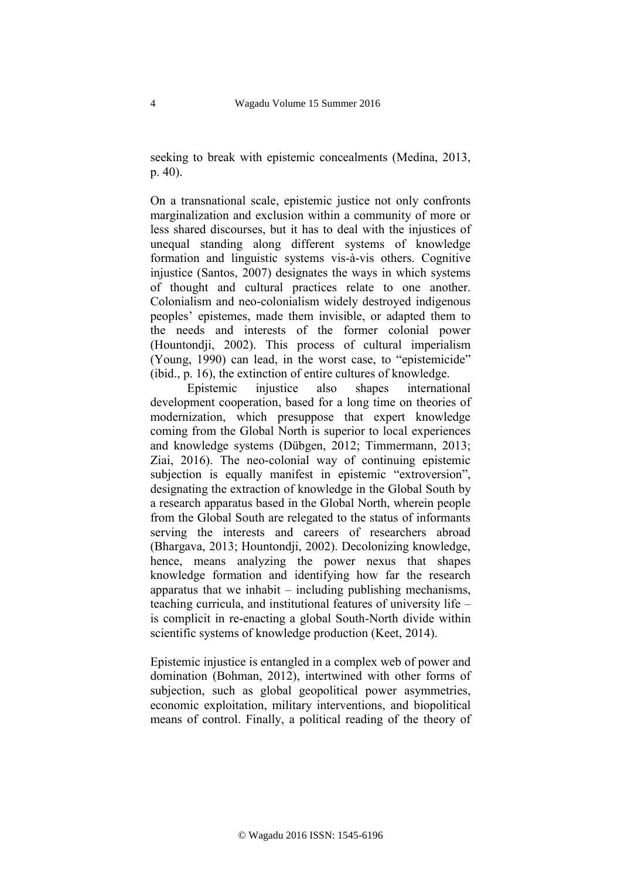seeking to break with epistemic concealments (Medina, 2013, p. 40).

On a transnational scale, epistemic justice not only confronts marginalization and exclusion within a community of more or less shared discourses, but it has to deal with the injustices of unequal standing along different systems of knowledge formation and linguistic systems vis-à-vis others. Cognitive injustice (Santos, 2007) designates the ways in which systems of thought and cultural practices relate to one another. Colonialism and neo-colonialism widely destroyed indigenous peoples' epistemes, made them invisible, or adapted them to the needs and interests of the former colonial power (Hountondji, 2002). This process of cultural imperialism (Young, 1990) can lead, in the worst case, to "epistemicide" (ibid., p. 16), the extinction of entire cultures of knowledge.

Epistemic injustice also shapes international development cooperation, based for a long time on theories of modernization, which presuppose that expert knowledge coming from the Global North is superior to local experiences and knowledge systems (Dübgen, 2012; Timmermann, 2013; Ziai, 2016). The neo-colonial way of continuing epistemic subjection is equally manifest in epistemic "extroversion", designating the extraction of knowledge in the Global South by a research apparatus based in the Global North, wherein people from the Global South are relegated to the status of informants serving the interests and careers of researchers abroad (Bhargava, 2013; Hountondji, 2002). Decolonizing knowledge, hence, means analyzing the power nexus that shapes knowledge formation and identifying how far the research apparatus that we inhabit – including publishing mechanisms, teaching curricula, and institutional features of university life – is complicit in re-enacting a global South-North divide within scientific systems of knowledge production (Keet, 2014).

Epistemic injustice is entangled in a complex web of power and domination (Bohman, 2012), intertwined with other forms of subjection, such as global geopolitical power asymmetries, economic exploitation, military interventions, and biopolitical means of control. Finally, a political reading of the theory of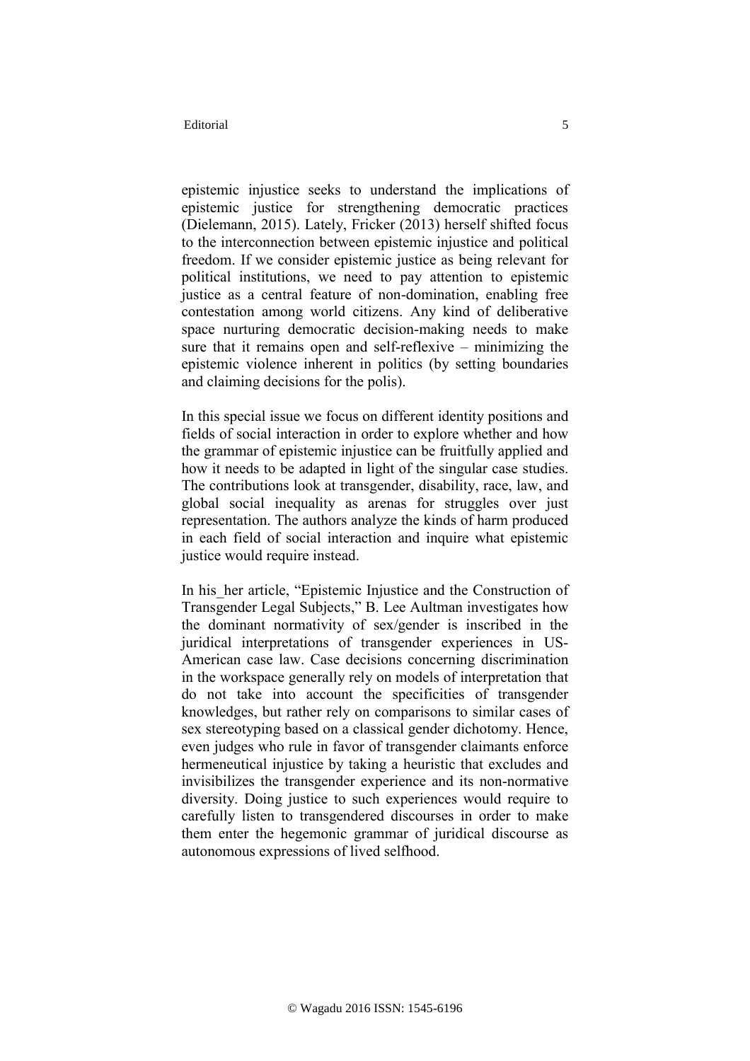epistemic injustice seeks to understand the implications of epistemic justice for strengthening democratic practices (Dielemann, 2015). Lately, Fricker (2013) herself shifted focus to the interconnection between epistemic injustice and political freedom. If we consider epistemic justice as being relevant for political institutions, we need to pay attention to epistemic justice as a central feature of non-domination, enabling free contestation among world citizens. Any kind of deliberative space nurturing democratic decision-making needs to make sure that it remains open and self-reflexive – minimizing the epistemic violence inherent in politics (by setting boundaries and claiming decisions for the polis).

In this special issue we focus on different identity positions and fields of social interaction in order to explore whether and how the grammar of epistemic injustice can be fruitfully applied and how it needs to be adapted in light of the singular case studies. The contributions look at transgender, disability, race, law, and global social inequality as arenas for struggles over just representation. The authors analyze the kinds of harm produced in each field of social interaction and inquire what epistemic justice would require instead.

In his_her article, "Epistemic Injustice and the Construction of Transgender Legal Subjects," B. Lee Aultman investigates how the dominant normativity of sex/gender is inscribed in the juridical interpretations of transgender experiences in US-American case law. Case decisions concerning discrimination in the workspace generally rely on models of interpretation that do not take into account the specificities of transgender knowledges, but rather rely on comparisons to similar cases of sex stereotyping based on a classical gender dichotomy. Hence, even judges who rule in favor of transgender claimants enforce hermeneutical injustice by taking a heuristic that excludes and invisibilizes the transgender experience and its non-normative diversity. Doing justice to such experiences would require to carefully listen to transgendered discourses in order to make them enter the hegemonic grammar of juridical discourse as autonomous expressions of lived selfhood.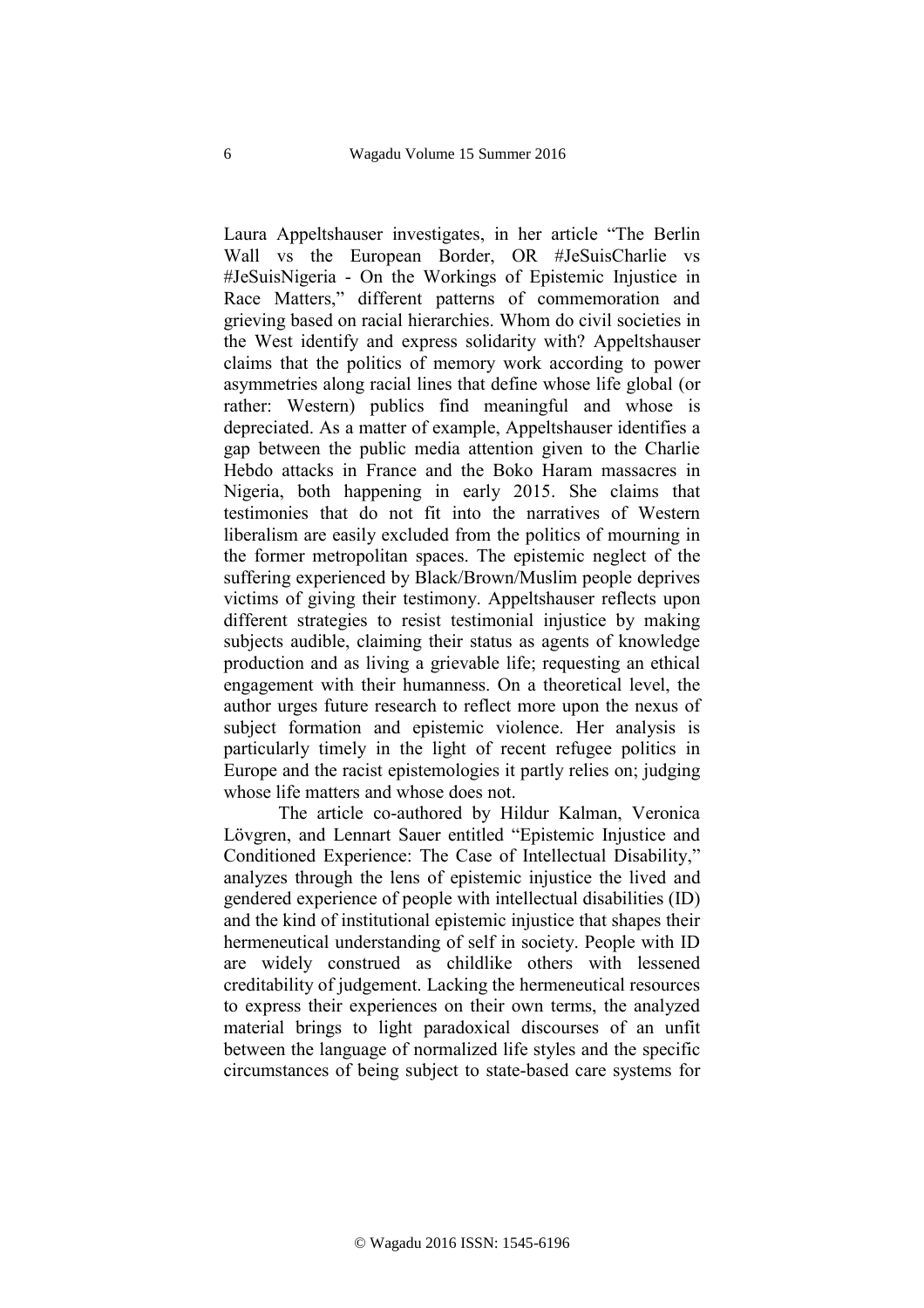Laura Appeltshauser investigates, in her article "The Berlin Wall vs the European Border, OR #JeSuisCharlie vs #JeSuisNigeria - On the Workings of Epistemic Injustice in Race Matters," different patterns of commemoration and grieving based on racial hierarchies. Whom do civil societies in the West identify and express solidarity with? Appeltshauser claims that the politics of memory work according to power asymmetries along racial lines that define whose life global (or rather: Western) publics find meaningful and whose is depreciated. As a matter of example, Appeltshauser identifies a gap between the public media attention given to the Charlie Hebdo attacks in France and the Boko Haram massacres in Nigeria, both happening in early 2015. She claims that testimonies that do not fit into the narratives of Western liberalism are easily excluded from the politics of mourning in the former metropolitan spaces. The epistemic neglect of the suffering experienced by Black/Brown/Muslim people deprives victims of giving their testimony. Appeltshauser reflects upon different strategies to resist testimonial injustice by making subjects audible, claiming their status as agents of knowledge production and as living a grievable life; requesting an ethical engagement with their humanness. On a theoretical level, the author urges future research to reflect more upon the nexus of subject formation and epistemic violence. Her analysis is particularly timely in the light of recent refugee politics in Europe and the racist epistemologies it partly relies on; judging whose life matters and whose does not.

The article co-authored by Hildur Kalman, Veronica Lövgren, and Lennart Sauer entitled "Epistemic Injustice and Conditioned Experience: The Case of Intellectual Disability," analyzes through the lens of epistemic injustice the lived and gendered experience of people with intellectual disabilities (ID) and the kind of institutional epistemic injustice that shapes their hermeneutical understanding of self in society. People with ID are widely construed as childlike others with lessened creditability of judgement. Lacking the hermeneutical resources to express their experiences on their own terms, the analyzed material brings to light paradoxical discourses of an unfit between the language of normalized life styles and the specific circumstances of being subject to state-based care systems for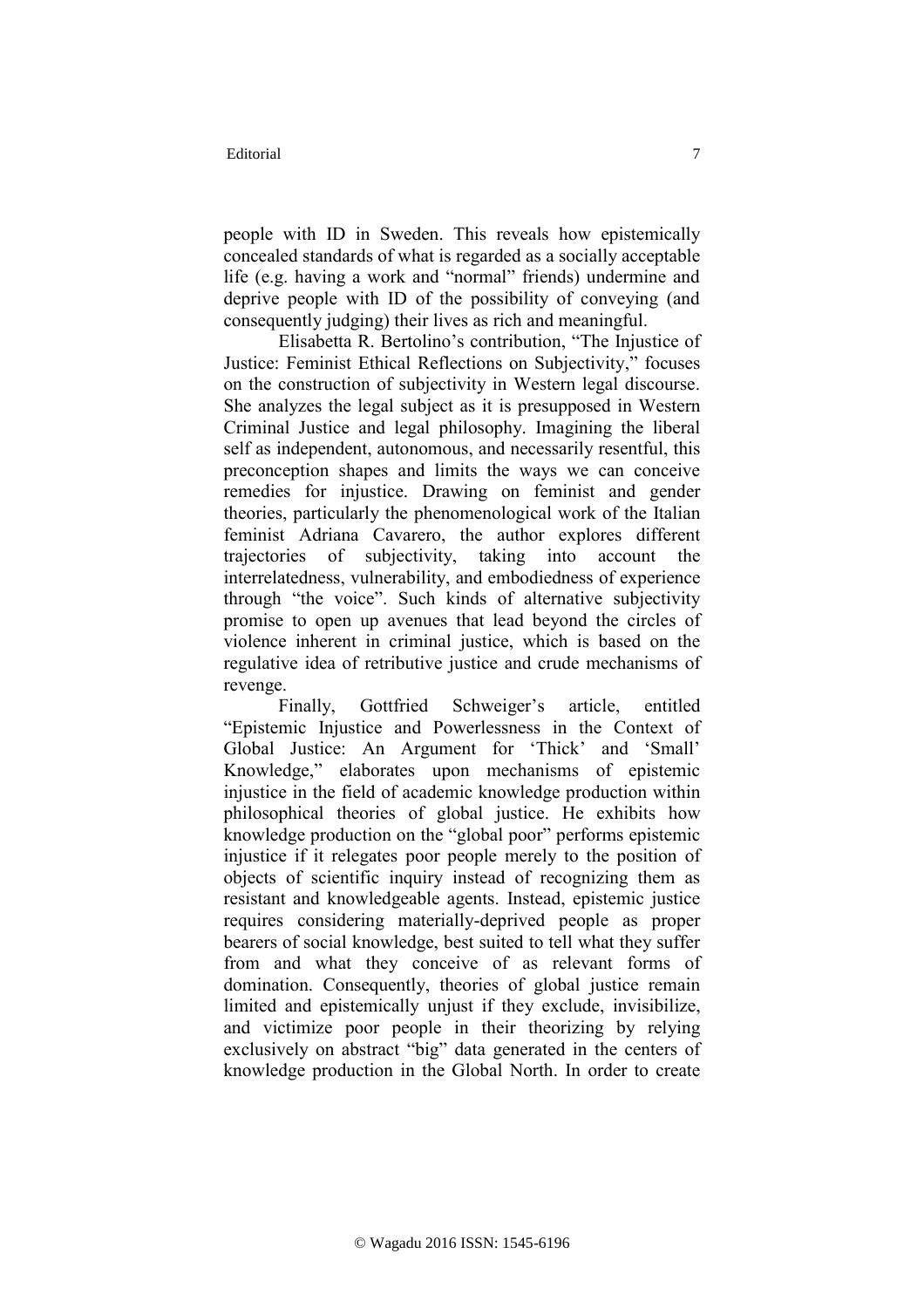people with ID in Sweden. This reveals how epistemically concealed standards of what is regarded as a socially acceptable life (e.g. having a work and "normal" friends) undermine and deprive people with ID of the possibility of conveying (and consequently judging) their lives as rich and meaningful.

Elisabetta R. Bertolino's contribution, "The Injustice of Justice: Feminist Ethical Reflections on Subjectivity," focuses on the construction of subjectivity in Western legal discourse. She analyzes the legal subject as it is presupposed in Western Criminal Justice and legal philosophy. Imagining the liberal self as independent, autonomous, and necessarily resentful, this preconception shapes and limits the ways we can conceive remedies for injustice. Drawing on feminist and gender theories, particularly the phenomenological work of the Italian feminist Adriana Cavarero, the author explores different trajectories of subjectivity, taking into account the interrelatedness, vulnerability, and embodiedness of experience through "the voice". Such kinds of alternative subjectivity promise to open up avenues that lead beyond the circles of violence inherent in criminal justice, which is based on the regulative idea of retributive justice and crude mechanisms of revenge.

Finally, Gottfried Schweiger's article, entitled "Epistemic Injustice and Powerlessness in the Context of Global Justice: An Argument for 'Thick' and 'Small' Knowledge," elaborates upon mechanisms of epistemic injustice in the field of academic knowledge production within philosophical theories of global justice. He exhibits how knowledge production on the "global poor" performs epistemic injustice if it relegates poor people merely to the position of objects of scientific inquiry instead of recognizing them as resistant and knowledgeable agents. Instead, epistemic justice requires considering materially-deprived people as proper bearers of social knowledge, best suited to tell what they suffer from and what they conceive of as relevant forms of domination. Consequently, theories of global justice remain limited and epistemically unjust if they exclude, invisibilize, and victimize poor people in their theorizing by relying exclusively on abstract "big" data generated in the centers of knowledge production in the Global North. In order to create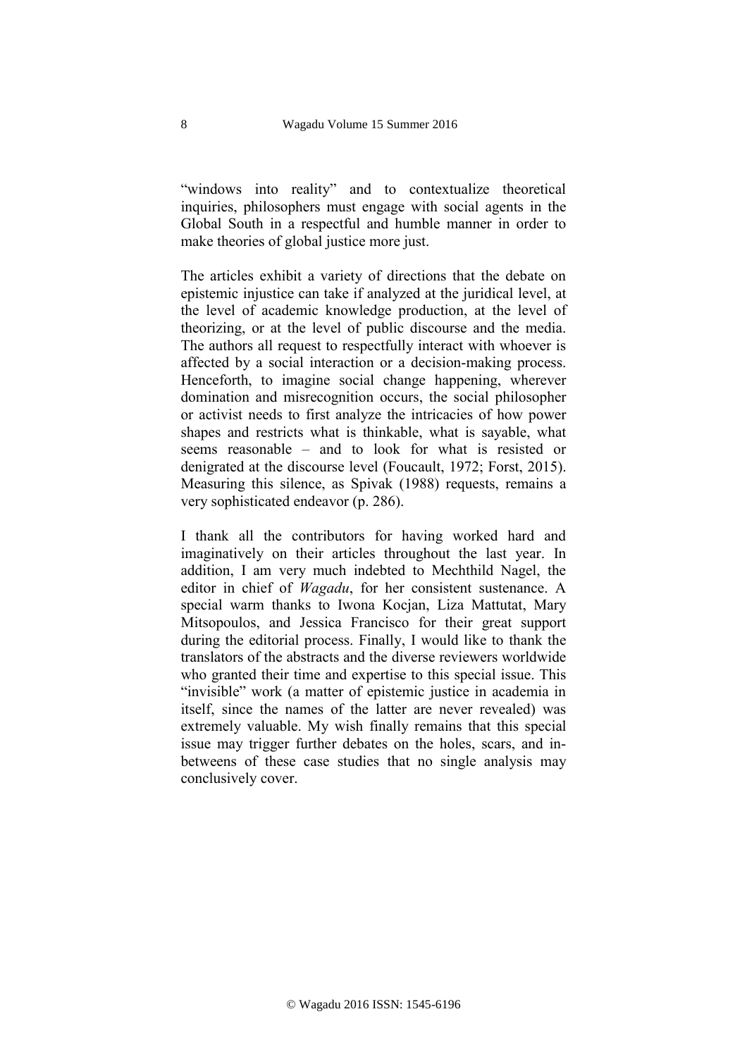"windows into reality" and to contextualize theoretical inquiries, philosophers must engage with social agents in the Global South in a respectful and humble manner in order to make theories of global justice more just.

The articles exhibit a variety of directions that the debate on epistemic injustice can take if analyzed at the juridical level, at the level of academic knowledge production, at the level of theorizing, or at the level of public discourse and the media. The authors all request to respectfully interact with whoever is affected by a social interaction or a decision-making process. Henceforth, to imagine social change happening, wherever domination and misrecognition occurs, the social philosopher or activist needs to first analyze the intricacies of how power shapes and restricts what is thinkable, what is sayable, what seems reasonable – and to look for what is resisted or denigrated at the discourse level (Foucault, 1972; Forst, 2015). Measuring this silence, as Spivak (1988) requests, remains a very sophisticated endeavor (p. 286).

I thank all the contributors for having worked hard and imaginatively on their articles throughout the last year. In addition, I am very much indebted to Mechthild Nagel, the editor in chief of *Wagadu*, for her consistent sustenance. A special warm thanks to Iwona Kocjan, Liza Mattutat, Mary Mitsopoulos, and Jessica Francisco for their great support during the editorial process. Finally, I would like to thank the translators of the abstracts and the diverse reviewers worldwide who granted their time and expertise to this special issue. This "invisible" work (a matter of epistemic justice in academia in itself, since the names of the latter are never revealed) was extremely valuable. My wish finally remains that this special issue may trigger further debates on the holes, scars, and in-betweens of these case studies that no single analysis may conclusively cover.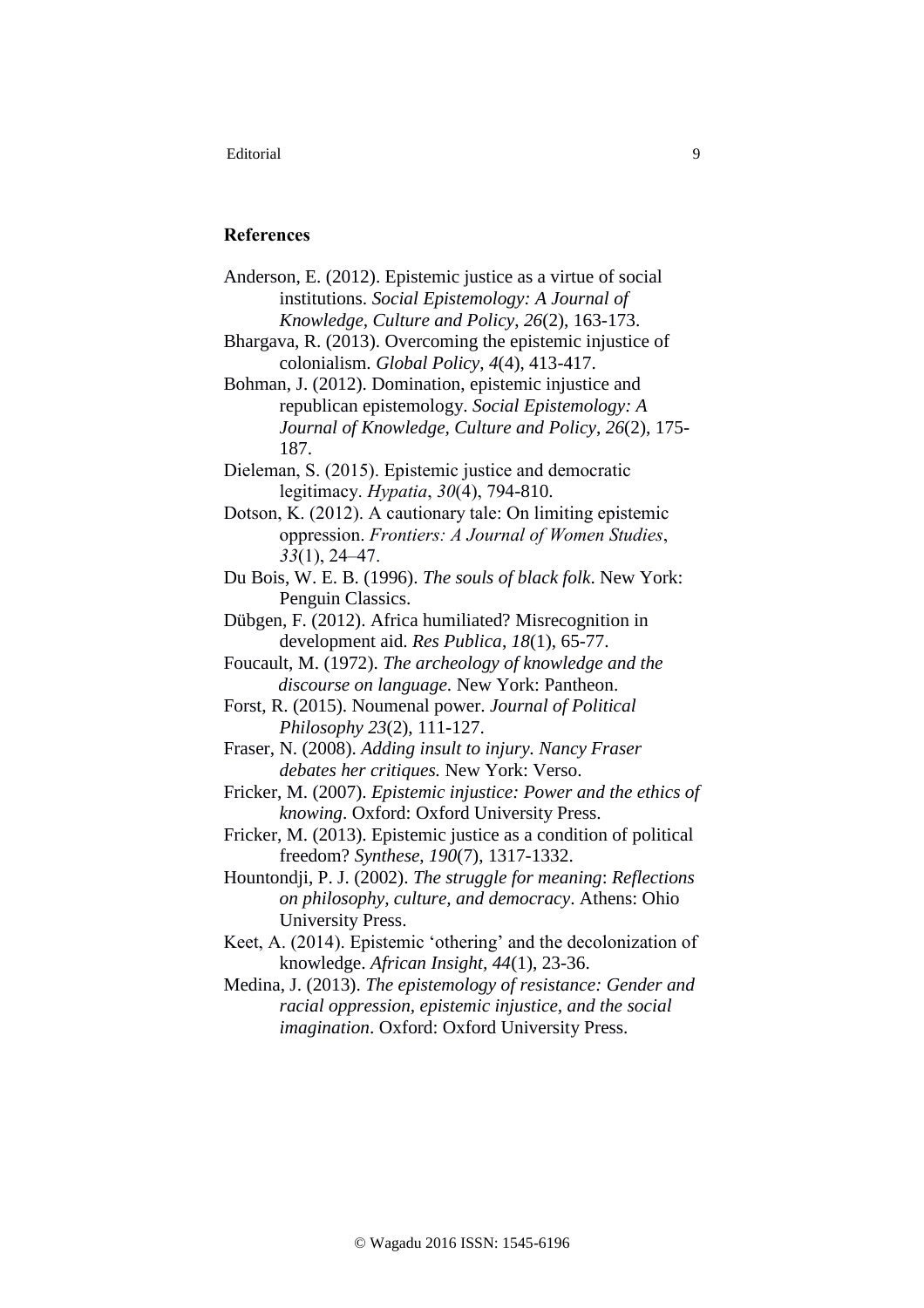## References

Anderson, E. (2012). Epistemic justice as a virtue of social institutions. *Social Epistemology: A Journal of Knowledge, Culture and Policy*, *26*(2), 163-173.

Bhargava, R. (2013). Overcoming the epistemic injustice of colonialism. *Global Policy*, *4*(4), 413-417.

Bohman, J. (2012). Domination, epistemic injustice and republican epistemology. *Social Epistemology: A Journal of Knowledge, Culture and Policy*, *26*(2), 175-187.

Dieleman, S. (2015). Epistemic justice and democratic legitimacy. *Hypatia*, *30*(4), 794-810.

Dotson, K. (2012). A cautionary tale: On limiting epistemic oppression. *Frontiers: A Journal of Women Studies*, *33*(1), 24–47.

Du Bois, W. E. B. (1996). *The souls of black folk*. New York: Penguin Classics.

Dübgen, F. (2012). Africa humiliated? Misrecognition in development aid. *Res Publica*, *18*(1), 65-77.

Foucault, M. (1972). *The archeology of knowledge and the discourse on language*. New York: Pantheon.

Forst, R. (2015). Noumenal power. *Journal of Political Philosophy 23*(2), 111-127.

Fraser, N. (2008). *Adding insult to injury. Nancy Fraser debates her critiques.* New York: Verso.

Fricker, M. (2007). *Epistemic injustice: Power and the ethics of knowing*. Oxford: Oxford University Press.

Fricker, M. (2013). Epistemic justice as a condition of political freedom? *Synthese*, *190*(7), 1317-1332.

Hountondji, P. J. (2002). *The struggle for meaning*: *Reflections on philosophy, culture, and democracy*. Athens: Ohio University Press.

Keet, A. (2014). Epistemic 'othering' and the decolonization of knowledge. *African Insight, 44*(1), 23-36.

Medina, J. (2013). *The epistemology of resistance: Gender and racial oppression, epistemic injustice, and the social imagination*. Oxford: Oxford University Press.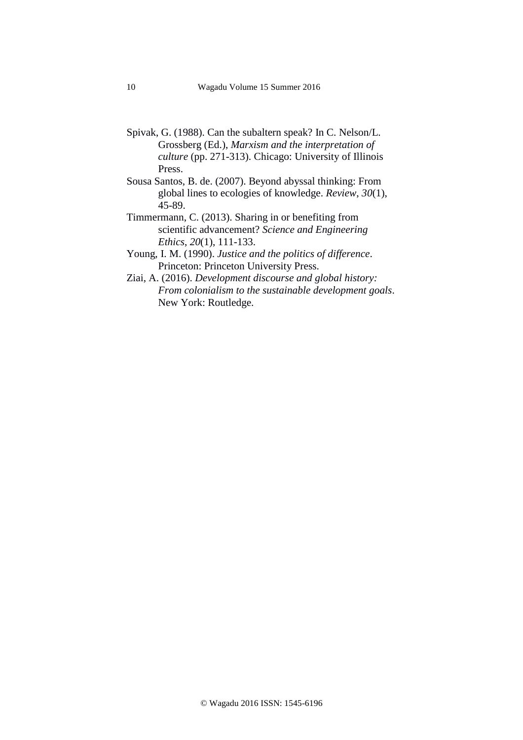Spivak, G. (1988). Can the subaltern speak? In C. Nelson/L. Grossberg (Ed.), *Marxism and the interpretation of culture* (pp. 271-313). Chicago: University of Illinois Press.

Sousa Santos, B. de. (2007). Beyond abyssal thinking: From global lines to ecologies of knowledge. *Review*, *30*(1), 45-89.

Timmermann, C. (2013). Sharing in or benefiting from scientific advancement? *Science and Engineering Ethics*, *20*(1), 111-133.

Young, I. M. (1990). *Justice and the politics of difference*. Princeton: Princeton University Press.

Ziai, A. (2016). *Development discourse and global history: From colonialism to the sustainable development goals*. New York: Routledge.